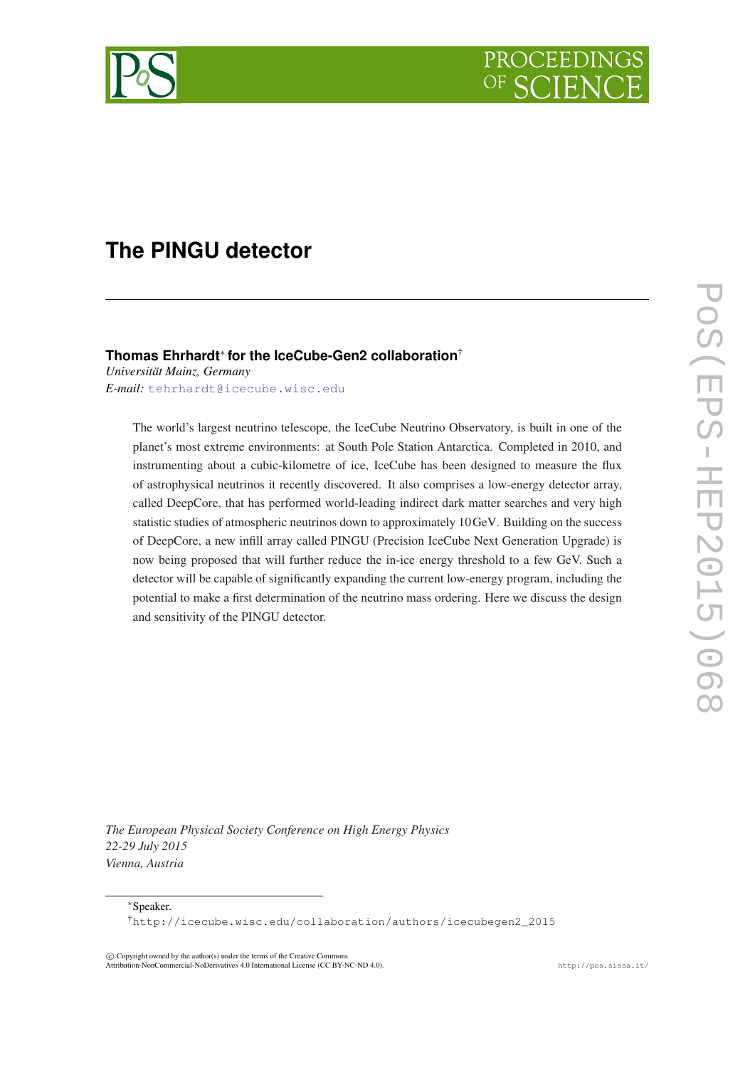# The PINGU detector

**Thomas Ehrhardt* for the IceCube-Gen2 collaboration†**
*Universität Mainz, Germany*
*E-mail:* tehrhardt@icecube.wisc.edu

The world's largest neutrino telescope, the IceCube Neutrino Observatory, is built in one of the planet's most extreme environments: at South Pole Station Antarctica. Completed in 2010, and instrumenting about a cubic-kilometre of ice, IceCube has been designed to measure the flux of astrophysical neutrinos it recently discovered. It also comprises a low-energy detector array, called DeepCore, that has performed world-leading indirect dark matter searches and very high statistic studies of atmospheric neutrinos down to approximately 10 GeV. Building on the success of DeepCore, a new infill array called PINGU (Precision IceCube Next Generation Upgrade) is now being proposed that will further reduce the in-ice energy threshold to a few GeV. Such a detector will be capable of significantly expanding the current low-energy program, including the potential to make a first determination of the neutrino mass ordering. Here we discuss the design and sensitivity of the PINGU detector.

*The European Physical Society Conference on High Energy Physics*
*22-29 July 2015*
*Vienna, Austria*

*Speaker.
†http://icecube.wisc.edu/collaboration/authors/icecubegen2_2015

© Copyright owned by the author(s) under the terms of the Creative Commons Attribution-NonCommercial-NoDerivatives 4.0 International License (CC BY-NC-ND 4.0).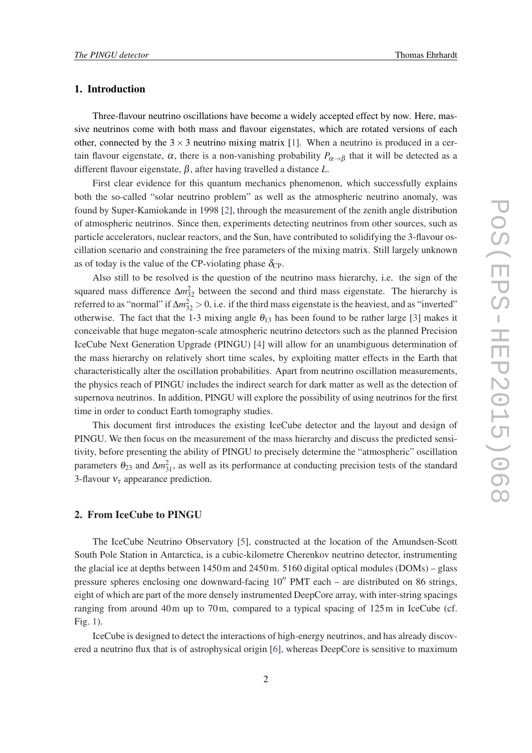## 1. Introduction

Three-flavour neutrino oscillations have become a widely accepted effect by now. Here, massive neutrinos come with both mass and flavour eigenstates, which are rotated versions of each other, connected by the $3 \times 3$ neutrino mixing matrix [1]. When a neutrino is produced in a certain flavour eigenstate, $\alpha$, there is a non-vanishing probability $P_{\alpha\to\beta}$ that it will be detected as a different flavour eigenstate, $\beta$, after having travelled a distance $L$.

First clear evidence for this quantum mechanics phenomenon, which successfully explains both the so-called "solar neutrino problem" as well as the atmospheric neutrino anomaly, was found by Super-Kamiokande in 1998 [2], through the measurement of the zenith angle distribution of atmospheric neutrinos. Since then, experiments detecting neutrinos from other sources, such as particle accelerators, nuclear reactors, and the Sun, have contributed to solidifying the 3-flavour oscillation scenario and constraining the free parameters of the mixing matrix. Still largely unknown as of today is the value of the CP-violating phase $\delta_{\mathrm{CP}}$.

Also still to be resolved is the question of the neutrino mass hierarchy, i.e. the sign of the squared mass difference $\Delta m^2_{32}$ between the second and third mass eigenstate. The hierarchy is referred to as "normal" if $\Delta m^2_{32} > 0$, i.e. if the third mass eigenstate is the heaviest, and as "inverted" otherwise. The fact that the 1-3 mixing angle $\theta_{13}$ has been found to be rather large [3] makes it conceivable that huge megaton-scale atmospheric neutrino detectors such as the planned Precision IceCube Next Generation Upgrade (PINGU) [4] will allow for an unambiguous determination of the mass hierarchy on relatively short time scales, by exploiting matter effects in the Earth that characteristically alter the oscillation probabilities. Apart from neutrino oscillation measurements, the physics reach of PINGU includes the indirect search for dark matter as well as the detection of supernova neutrinos. In addition, PINGU will explore the possibility of using neutrinos for the first time in order to conduct Earth tomography studies.

This document first introduces the existing IceCube detector and the layout and design of PINGU. We then focus on the measurement of the mass hierarchy and discuss the predicted sensitivity, before presenting the ability of PINGU to precisely determine the "atmospheric" oscillation parameters $\theta_{23}$ and $\Delta m^2_{31}$, as well as its performance at conducting precision tests of the standard 3-flavour $\nu_\tau$ appearance prediction.

## 2. From IceCube to PINGU

The IceCube Neutrino Observatory [5], constructed at the location of the Amundsen-Scott South Pole Station in Antarctica, is a cubic-kilometre Cherenkov neutrino detector, instrumenting the glacial ice at depths between 1450 m and 2450 m. 5160 digital optical modules (DOMs) – glass pressure spheres enclosing one downward-facing $10''$ PMT each – are distributed on 86 strings, eight of which are part of the more densely instrumented DeepCore array, with inter-string spacings ranging from around 40 m up to 70 m, compared to a typical spacing of 125 m in IceCube (cf. Fig. 1).

IceCube is designed to detect the interactions of high-energy neutrinos, and has already discovered a neutrino flux that is of astrophysical origin [6], whereas DeepCore is sensitive to maximum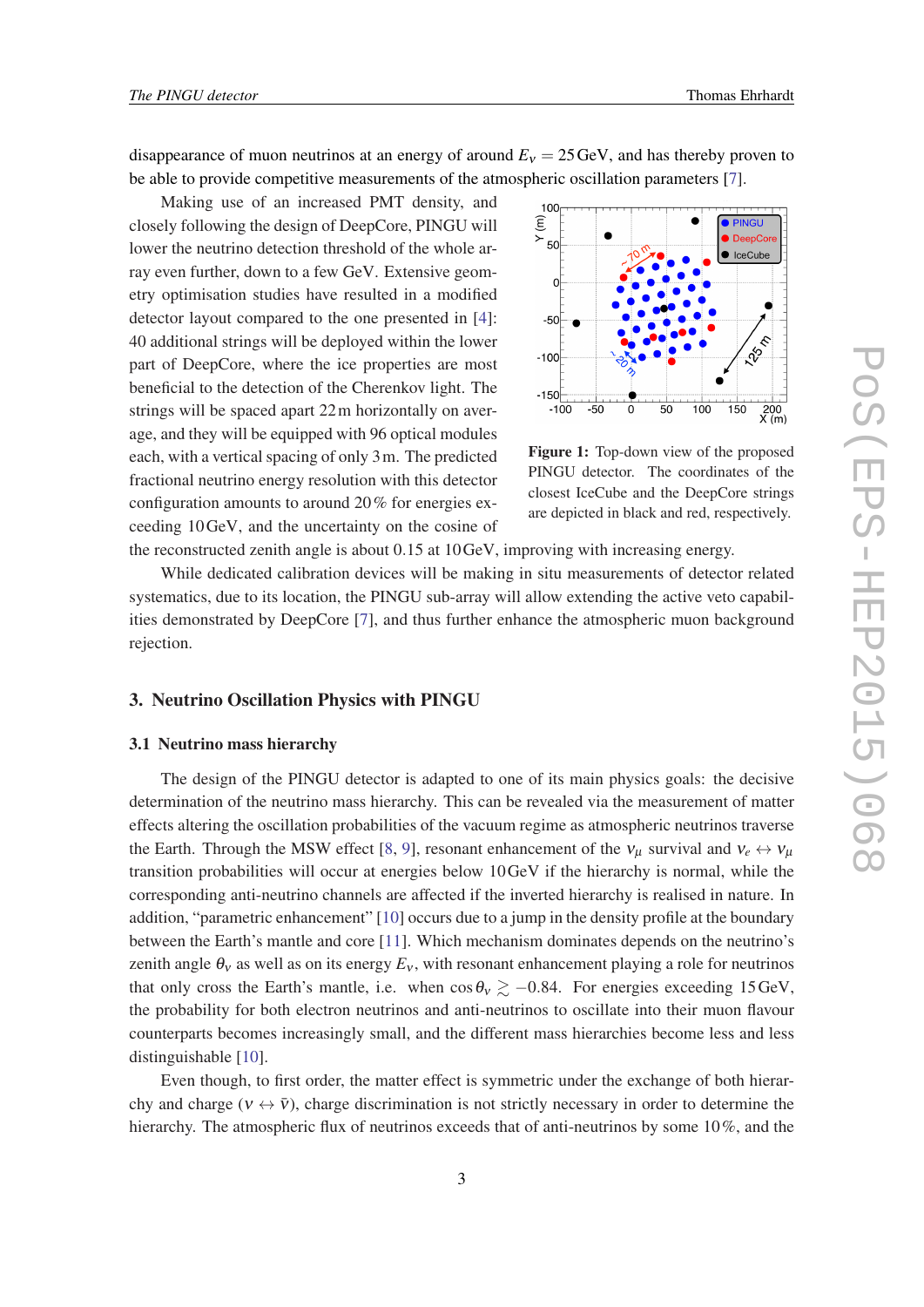disappearance of muon neutrinos at an energy of around $E_\nu = 25\,\text{GeV}$, and has thereby proven to be able to provide competitive measurements of the atmospheric oscillation parameters [7].

Making use of an increased PMT density, and closely following the design of DeepCore, PINGU will lower the neutrino detection threshold of the whole array even further, down to a few GeV. Extensive geometry optimisation studies have resulted in a modified detector layout compared to the one presented in [4]: 40 additional strings will be deployed within the lower part of DeepCore, where the ice properties are most beneficial to the detection of the Cherenkov light. The strings will be spaced apart 22 m horizontally on average, and they will be equipped with 96 optical modules each, with a vertical spacing of only 3 m. The predicted fractional neutrino energy resolution with this detector configuration amounts to around 20 % for energies exceeding 10 GeV, and the uncertainty on the cosine of the reconstructed zenith angle is about 0.15 at 10 GeV, improving with increasing energy.

**Figure 1:** Top-down view of the proposed PINGU detector. The coordinates of the closest IceCube and the DeepCore strings are depicted in black and red, respectively.

While dedicated calibration devices will be making in situ measurements of detector related systematics, due to its location, the PINGU sub-array will allow extending the active veto capabilities demonstrated by DeepCore [7], and thus further enhance the atmospheric muon background rejection.

## 3. Neutrino Oscillation Physics with PINGU

### 3.1 Neutrino mass hierarchy

The design of the PINGU detector is adapted to one of its main physics goals: the decisive determination of the neutrino mass hierarchy. This can be revealed via the measurement of matter effects altering the oscillation probabilities of the vacuum regime as atmospheric neutrinos traverse the Earth. Through the MSW effect [8, 9], resonant enhancement of the $\nu_\mu$ survival and $\nu_e \leftrightarrow \nu_\mu$ transition probabilities will occur at energies below 10 GeV if the hierarchy is normal, while the corresponding anti-neutrino channels are affected if the inverted hierarchy is realised in nature. In addition, "parametric enhancement" [10] occurs due to a jump in the density profile at the boundary between the Earth's mantle and core [11]. Which mechanism dominates depends on the neutrino's zenith angle $\theta_\nu$ as well as on its energy $E_\nu$, with resonant enhancement playing a role for neutrinos that only cross the Earth's mantle, i.e. when $\cos\theta_\nu \gtrsim -0.84$. For energies exceeding 15 GeV, the probability for both electron neutrinos and anti-neutrinos to oscillate into their muon flavour counterparts becomes increasingly small, and the different mass hierarchies become less and less distinguishable [10].

Even though, to first order, the matter effect is symmetric under the exchange of both hierarchy and charge ($\nu \leftrightarrow \bar{\nu}$), charge discrimination is not strictly necessary in order to determine the hierarchy. The atmospheric flux of neutrinos exceeds that of anti-neutrinos by some 10 %, and the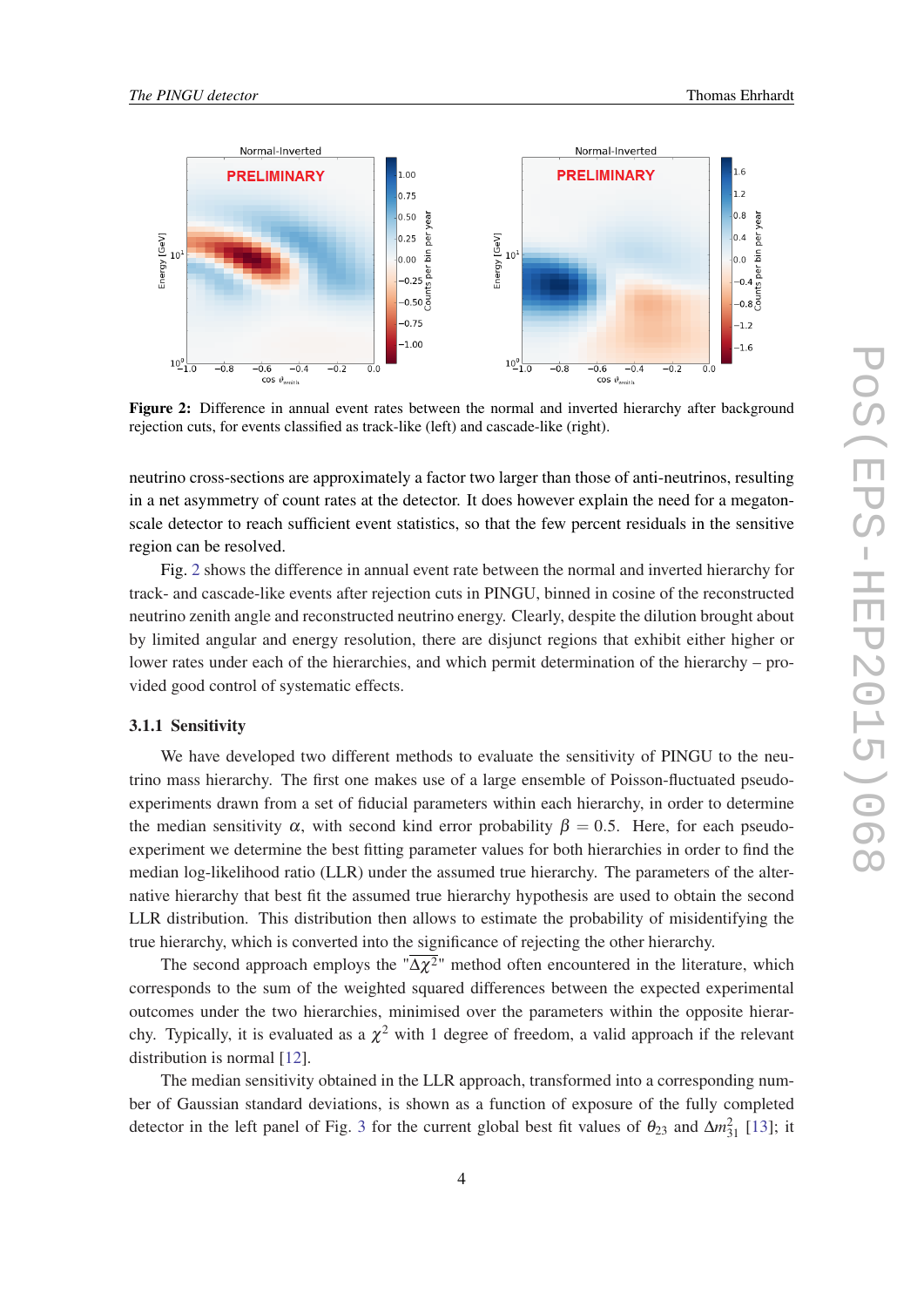**Figure 2:** Difference in annual event rates between the normal and inverted hierarchy after background rejection cuts, for events classified as track-like (left) and cascade-like (right).

neutrino cross-sections are approximately a factor two larger than those of anti-neutrinos, resulting in a net asymmetry of count rates at the detector. It does however explain the need for a megaton-scale detector to reach sufficient event statistics, so that the few percent residuals in the sensitive region can be resolved.

Fig. 2 shows the difference in annual event rate between the normal and inverted hierarchy for track- and cascade-like events after rejection cuts in PINGU, binned in cosine of the reconstructed neutrino zenith angle and reconstructed neutrino energy. Clearly, despite the dilution brought about by limited angular and energy resolution, there are disjunct regions that exhibit either higher or lower rates under each of the hierarchies, and which permit determination of the hierarchy – provided good control of systematic effects.

### 3.1.1 Sensitivity

We have developed two different methods to evaluate the sensitivity of PINGU to the neutrino mass hierarchy. The first one makes use of a large ensemble of Poisson-fluctuated pseudo-experiments drawn from a set of fiducial parameters within each hierarchy, in order to determine the median sensitivity $\alpha$, with second kind error probability $\beta = 0.5$. Here, for each pseudo-experiment we determine the best fitting parameter values for both hierarchies in order to find the median log-likelihood ratio (LLR) under the assumed true hierarchy. The parameters of the alternative hierarchy that best fit the assumed true hierarchy hypothesis are used to obtain the second LLR distribution. This distribution then allows to estimate the probability of misidentifying the true hierarchy, which is converted into the significance of rejecting the other hierarchy.

The second approach employs the "$\overline{\Delta\chi^2}$" method often encountered in the literature, which corresponds to the sum of the weighted squared differences between the expected experimental outcomes under the two hierarchies, minimised over the parameters within the opposite hierarchy. Typically, it is evaluated as a $\chi^2$ with 1 degree of freedom, a valid approach if the relevant distribution is normal [12].

The median sensitivity obtained in the LLR approach, transformed into a corresponding number of Gaussian standard deviations, is shown as a function of exposure of the fully completed detector in the left panel of Fig. 3 for the current global best fit values of $\theta_{23}$ and $\Delta m^2_{31}$ [13]; it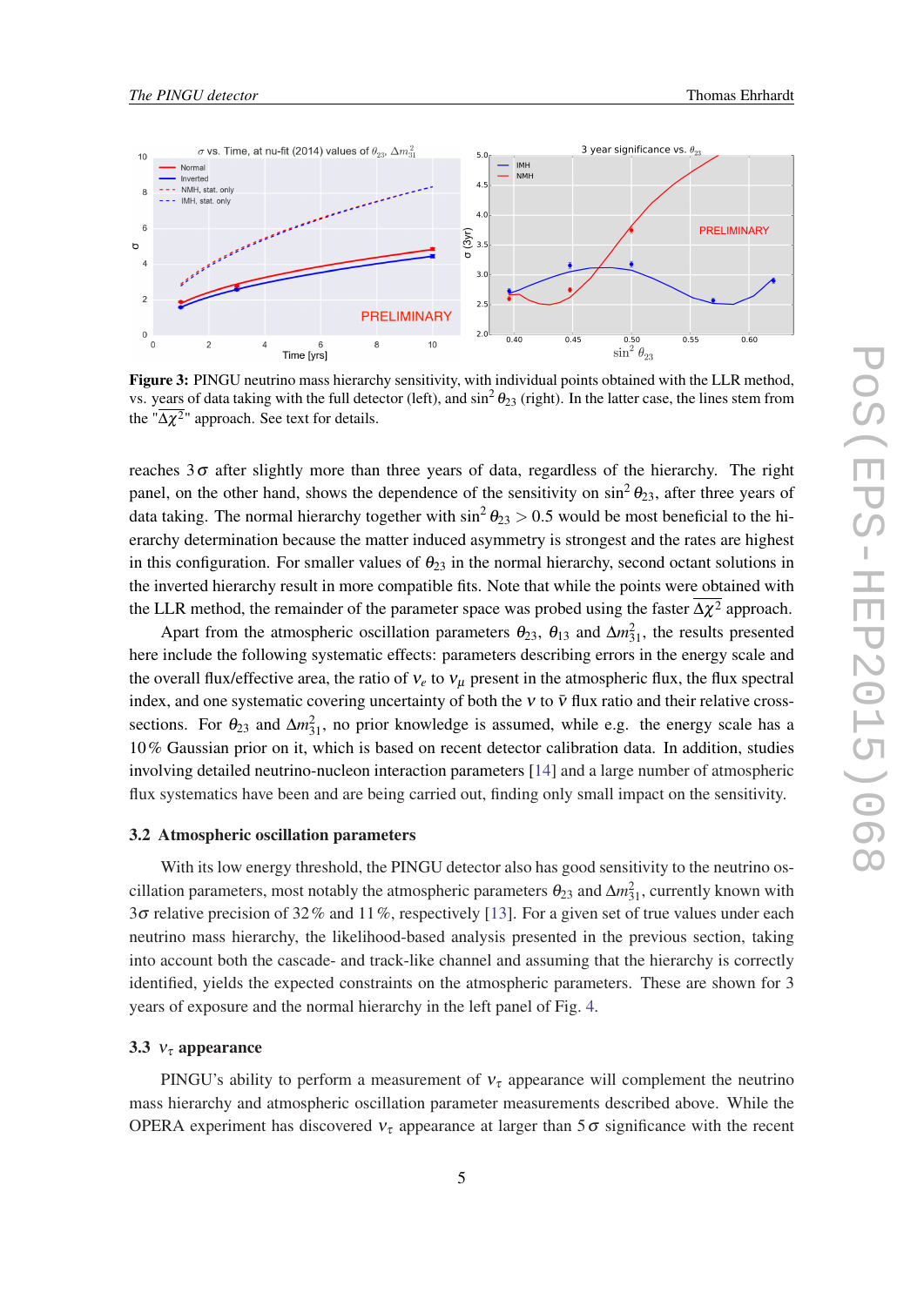**Figure 3:** PINGU neutrino mass hierarchy sensitivity, with individual points obtained with the LLR method, vs. years of data taking with the full detector (left), and $\sin^2\theta_{23}$ (right). In the latter case, the lines stem from the "$\overline{\Delta\chi^2}$" approach. See text for details.

reaches $3\sigma$ after slightly more than three years of data, regardless of the hierarchy. The right panel, on the other hand, shows the dependence of the sensitivity on $\sin^2\theta_{23}$, after three years of data taking. The normal hierarchy together with $\sin^2\theta_{23} > 0.5$ would be most beneficial to the hierarchy determination because the matter induced asymmetry is strongest and the rates are highest in this configuration. For smaller values of $\theta_{23}$ in the normal hierarchy, second octant solutions in the inverted hierarchy result in more compatible fits. Note that while the points were obtained with the LLR method, the remainder of the parameter space was probed using the faster $\overline{\Delta\chi^2}$ approach.

Apart from the atmospheric oscillation parameters $\theta_{23}$, $\theta_{13}$ and $\Delta m^2_{31}$, the results presented here include the following systematic effects: parameters describing errors in the energy scale and the overall flux/effective area, the ratio of $\nu_e$ to $\nu_\mu$ present in the atmospheric flux, the flux spectral index, and one systematic covering uncertainty of both the $\nu$ to $\bar{\nu}$ flux ratio and their relative cross-sections. For $\theta_{23}$ and $\Delta m^2_{31}$, no prior knowledge is assumed, while e.g. the energy scale has a 10% Gaussian prior on it, which is based on recent detector calibration data. In addition, studies involving detailed neutrino-nucleon interaction parameters [14] and a large number of atmospheric flux systematics have been and are being carried out, finding only small impact on the sensitivity.

### 3.2 Atmospheric oscillation parameters

With its low energy threshold, the PINGU detector also has good sensitivity to the neutrino oscillation parameters, most notably the atmospheric parameters $\theta_{23}$ and $\Delta m^2_{31}$, currently known with $3\sigma$ relative precision of 32% and 11%, respectively [13]. For a given set of true values under each neutrino mass hierarchy, the likelihood-based analysis presented in the previous section, taking into account both the cascade- and track-like channel and assuming that the hierarchy is correctly identified, yields the expected constraints on the atmospheric parameters. These are shown for 3 years of exposure and the normal hierarchy in the left panel of Fig. 4.

### 3.3 $\nu_\tau$ appearance

PINGU's ability to perform a measurement of $\nu_\tau$ appearance will complement the neutrino mass hierarchy and atmospheric oscillation parameter measurements described above. While the OPERA experiment has discovered $\nu_\tau$ appearance at larger than $5\sigma$ significance with the recent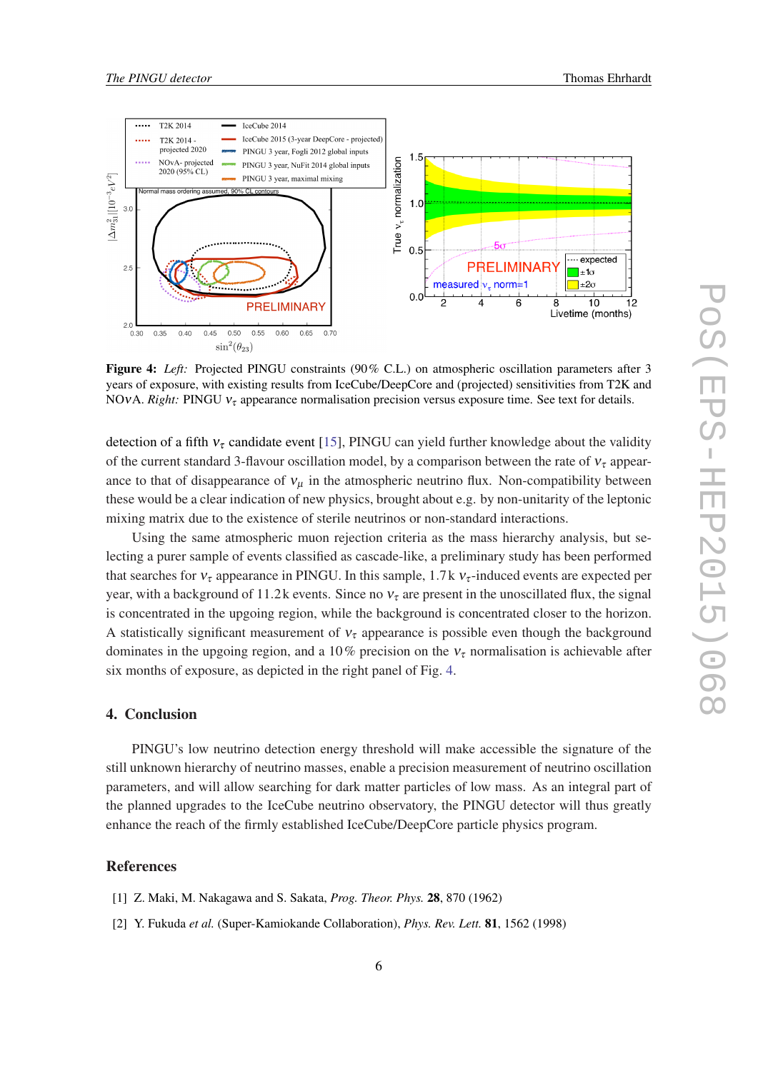**Figure 4:** *Left:* Projected PINGU constraints (90% C.L.) on atmospheric oscillation parameters after 3 years of exposure, with existing results from IceCube/DeepCore and (projected) sensitivities from T2K and NO$\nu$A. *Right:* PINGU $\nu_\tau$ appearance normalisation precision versus exposure time. See text for details.

detection of a fifth $\nu_\tau$ candidate event [15], PINGU can yield further knowledge about the validity of the current standard 3-flavour oscillation model, by a comparison between the rate of $\nu_\tau$ appearance to that of disappearance of $\nu_\mu$ in the atmospheric neutrino flux. Non-compatibility between these would be a clear indication of new physics, brought about e.g. by non-unitarity of the leptonic mixing matrix due to the existence of sterile neutrinos or non-standard interactions.

Using the same atmospheric muon rejection criteria as the mass hierarchy analysis, but selecting a purer sample of events classified as cascade-like, a preliminary study has been performed that searches for $\nu_\tau$ appearance in PINGU. In this sample, 1.7 k $\nu_\tau$-induced events are expected per year, with a background of 11.2 k events. Since no $\nu_\tau$ are present in the unoscillated flux, the signal is concentrated in the upgoing region, while the background is concentrated closer to the horizon. A statistically significant measurement of $\nu_\tau$ appearance is possible even though the background dominates in the upgoing region, and a 10% precision on the $\nu_\tau$ normalisation is achievable after six months of exposure, as depicted in the right panel of Fig. 4.

## 4. Conclusion

PINGU's low neutrino detection energy threshold will make accessible the signature of the still unknown hierarchy of neutrino masses, enable a precision measurement of neutrino oscillation parameters, and will allow searching for dark matter particles of low mass. As an integral part of the planned upgrades to the IceCube neutrino observatory, the PINGU detector will thus greatly enhance the reach of the firmly established IceCube/DeepCore particle physics program.

## References

[1] Z. Maki, M. Nakagawa and S. Sakata, *Prog. Theor. Phys.* **28**, 870 (1962)

[2] Y. Fukuda *et al.* (Super-Kamiokande Collaboration), *Phys. Rev. Lett.* **81**, 1562 (1998)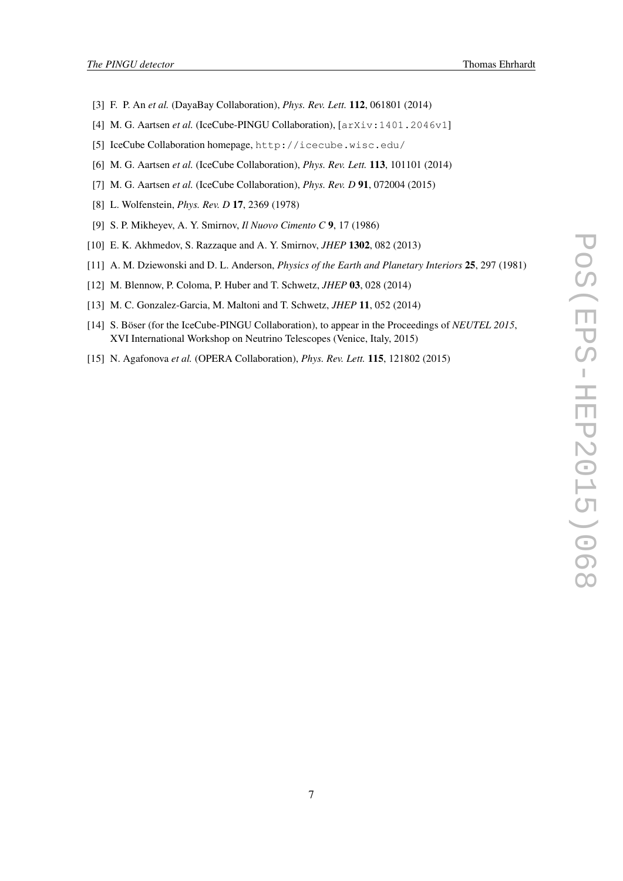[3] F. P. An *et al.* (DayaBay Collaboration), *Phys. Rev. Lett.* **112**, 061801 (2014)

[4] M. G. Aartsen *et al.* (IceCube-PINGU Collaboration), [arXiv:1401.2046v1]

[5] IceCube Collaboration homepage, http://icecube.wisc.edu/

[6] M. G. Aartsen *et al.* (IceCube Collaboration), *Phys. Rev. Lett.* **113**, 101101 (2014)

[7] M. G. Aartsen *et al.* (IceCube Collaboration), *Phys. Rev. D* **91**, 072004 (2015)

[8] L. Wolfenstein, *Phys. Rev. D* **17**, 2369 (1978)

[9] S. P. Mikheyev, A. Y. Smirnov, *Il Nuovo Cimento C* **9**, 17 (1986)

[10] E. K. Akhmedov, S. Razzaque and A. Y. Smirnov, *JHEP* **1302**, 082 (2013)

[11] A. M. Dziewonski and D. L. Anderson, *Physics of the Earth and Planetary Interiors* **25**, 297 (1981)

[12] M. Blennow, P. Coloma, P. Huber and T. Schwetz, *JHEP* **03**, 028 (2014)

[13] M. C. Gonzalez-Garcia, M. Maltoni and T. Schwetz, *JHEP* **11**, 052 (2014)

[14] S. Böser (for the IceCube-PINGU Collaboration), to appear in the Proceedings of *NEUTEL 2015*, XVI International Workshop on Neutrino Telescopes (Venice, Italy, 2015)

[15] N. Agafonova *et al.* (OPERA Collaboration), *Phys. Rev. Lett.* **115**, 121802 (2015)